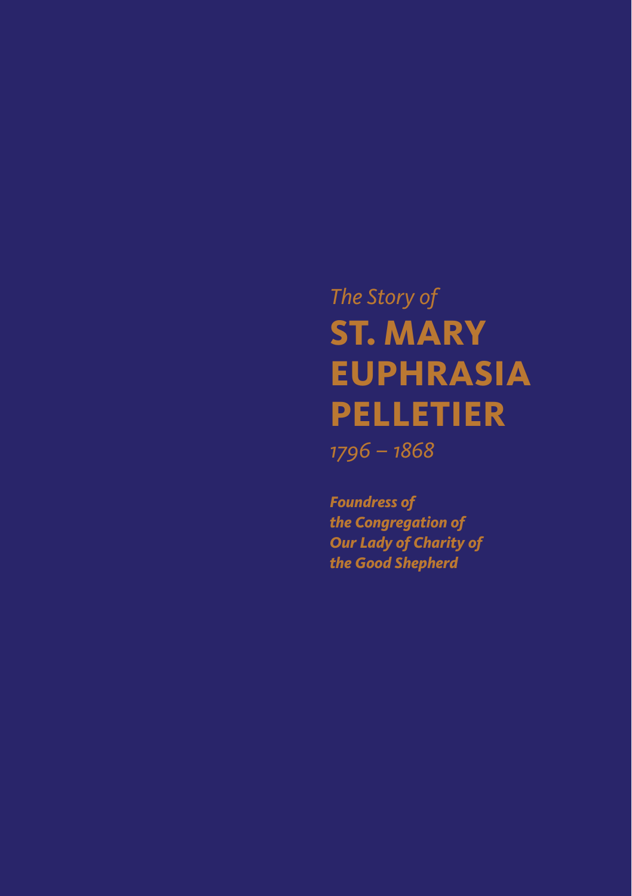*The Story of*

# ST. MARY EUPHRASIA PELLETIER

*1796 – 1868*

***Foundress of the Congregation of Our Lady of Charity of the Good Shepherd***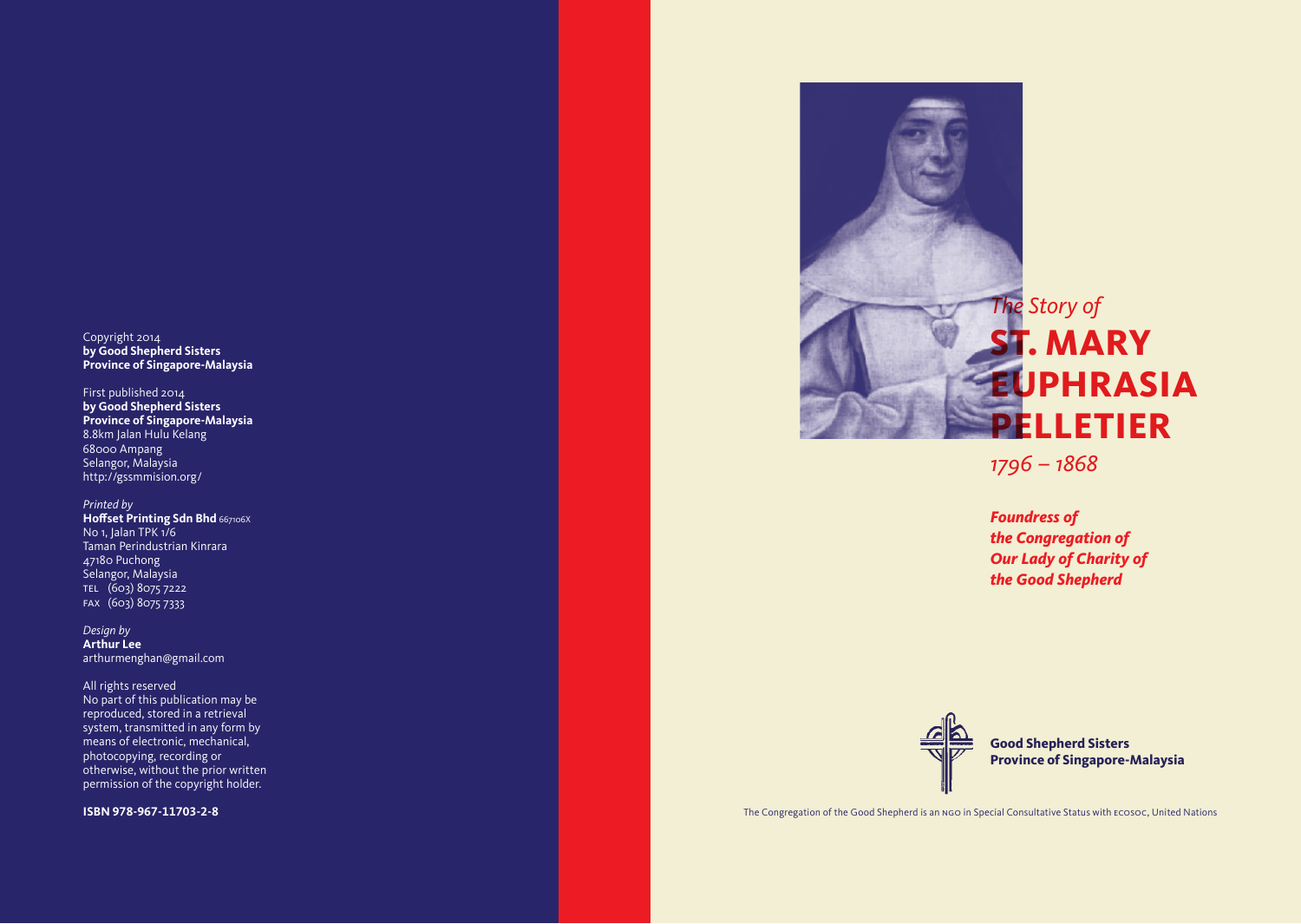Copyright 2014
**by Good Shepherd Sisters**
**Province of Singapore-Malaysia**

First published 2014
**by Good Shepherd Sisters**
**Province of Singapore-Malaysia**
8.8km Jalan Hulu Kelang
68000 Ampang
Selangor, Malaysia
http://gssmmision.org/

*Printed by*
**Hoffset Printing Sdn Bhd** 667106X
No 1, Jalan TPK 1/6
Taman Perindustrian Kinrara
47180 Puchong
Selangor, Malaysia
TEL (603) 8075 7222
FAX (603) 8075 7333

*Design by*
**Arthur Lee**
arthurmenghan@gmail.com

All rights reserved
No part of this publication may be reproduced, stored in a retrieval system, transmitted in any form by means of electronic, mechanical, photocopying, recording or otherwise, without the prior written permission of the copyright holder.

**ISBN 978-967-11703-2-8**

*The Story of*

# ST. MARY EUPHRASIA PELLETIER

*1796 – 1868*

***Foundress of the Congregation of Our Lady of Charity of the Good Shepherd***

**Good Shepherd Sisters**
**Province of Singapore-Malaysia**

The Congregation of the Good Shepherd is an NGO in Special Consultative Status with ECOSOC, United Nations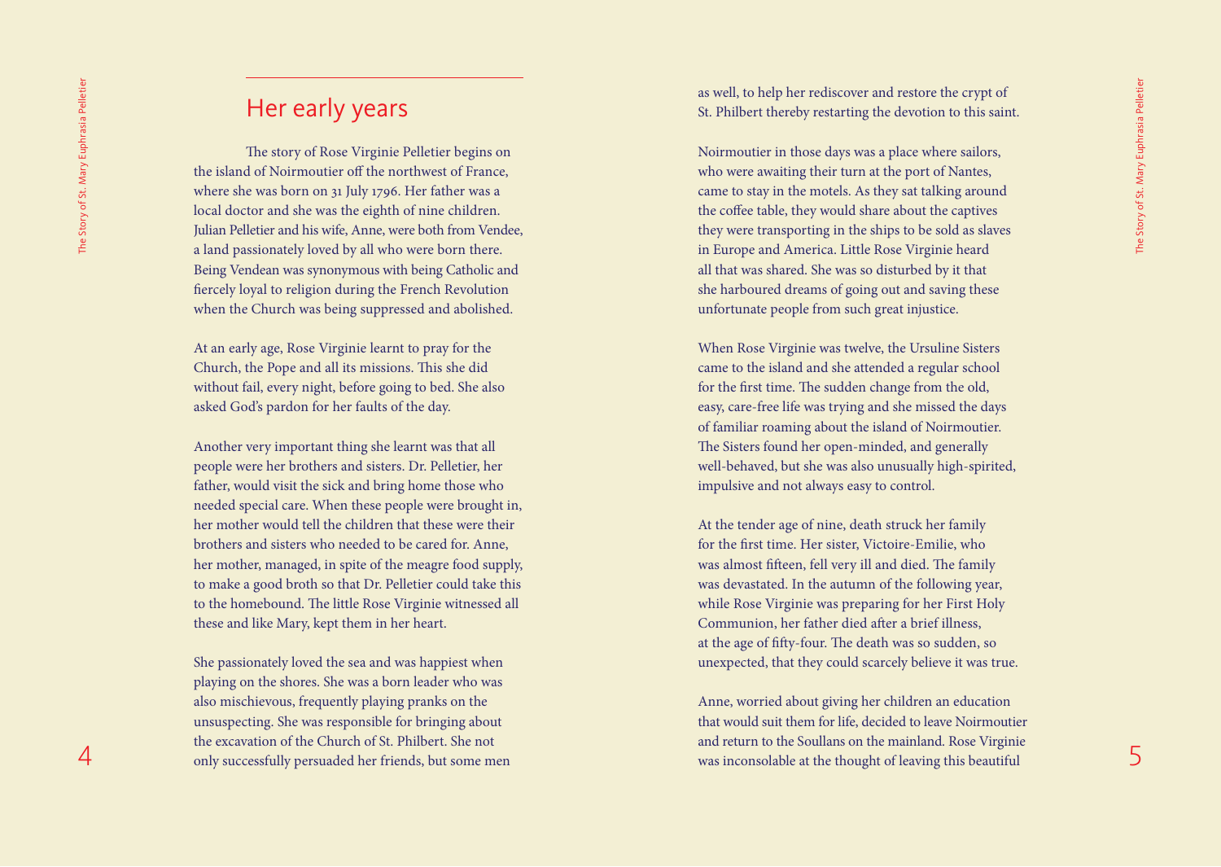## Her early years

The story of Rose Virginie Pelletier begins on the island of Noirmoutier off the northwest of France, where she was born on 31 July 1796. Her father was a local doctor and she was the eighth of nine children. Julian Pelletier and his wife, Anne, were both from Vendee, a land passionately loved by all who were born there. Being Vendean was synonymous with being Catholic and fiercely loyal to religion during the French Revolution when the Church was being suppressed and abolished.

At an early age, Rose Virginie learnt to pray for the Church, the Pope and all its missions. This she did without fail, every night, before going to bed. She also asked God's pardon for her faults of the day.

Another very important thing she learnt was that all people were her brothers and sisters. Dr. Pelletier, her father, would visit the sick and bring home those who needed special care. When these people were brought in, her mother would tell the children that these were their brothers and sisters who needed to be cared for. Anne, her mother, managed, in spite of the meagre food supply, to make a good broth so that Dr. Pelletier could take this to the homebound. The little Rose Virginie witnessed all these and like Mary, kept them in her heart.

She passionately loved the sea and was happiest when playing on the shores. She was a born leader who was also mischievous, frequently playing pranks on the unsuspecting. She was responsible for bringing about the excavation of the Church of St. Philbert. She not only successfully persuaded her friends, but some men as well, to help her rediscover and restore the crypt of St. Philbert thereby restarting the devotion to this saint.

Noirmoutier in those days was a place where sailors, who were awaiting their turn at the port of Nantes, came to stay in the motels. As they sat talking around the coffee table, they would share about the captives they were transporting in the ships to be sold as slaves in Europe and America. Little Rose Virginie heard all that was shared. She was so disturbed by it that she harboured dreams of going out and saving these unfortunate people from such great injustice.

When Rose Virginie was twelve, the Ursuline Sisters came to the island and she attended a regular school for the first time. The sudden change from the old, easy, care-free life was trying and she missed the days of familiar roaming about the island of Noirmoutier. The Sisters found her open-minded, and generally well-behaved, but she was also unusually high-spirited, impulsive and not always easy to control.

At the tender age of nine, death struck her family for the first time. Her sister, Victoire-Emilie, who was almost fifteen, fell very ill and died. The family was devastated. In the autumn of the following year, while Rose Virginie was preparing for her First Holy Communion, her father died after a brief illness, at the age of fifty-four. The death was so sudden, so unexpected, that they could scarcely believe it was true.

Anne, worried about giving her children an education that would suit them for life, decided to leave Noirmoutier and return to the Soullans on the mainland. Rose Virginie was inconsolable at the thought of leaving this beautiful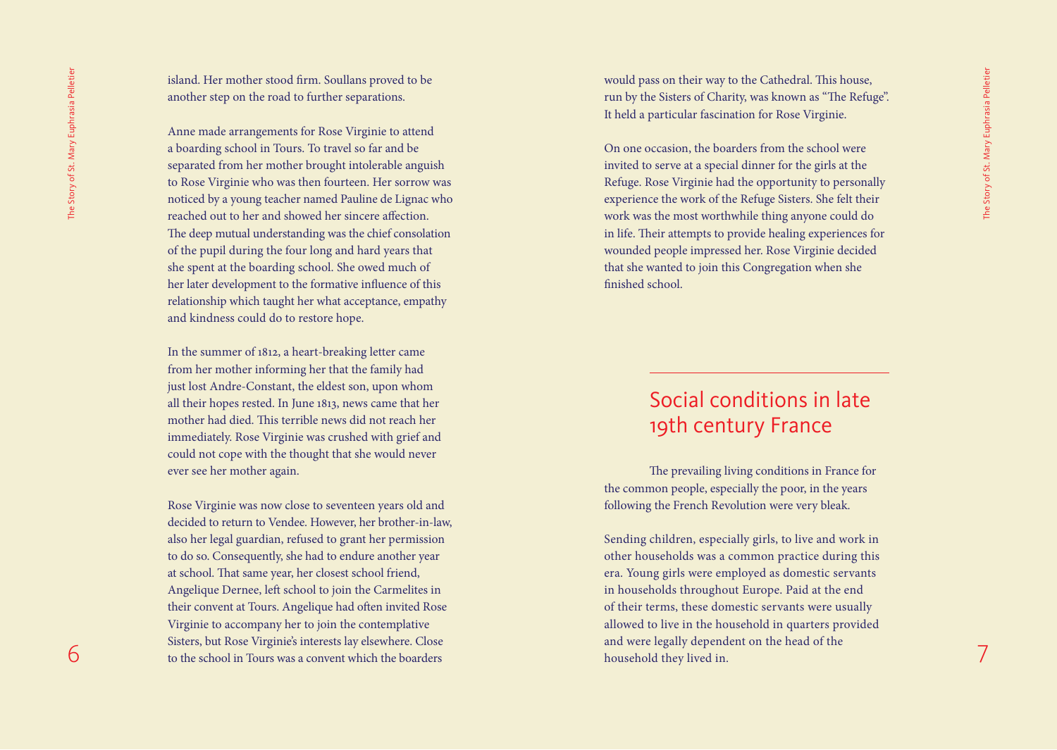island. Her mother stood firm. Soullans proved to be another step on the road to further separations.

Anne made arrangements for Rose Virginie to attend a boarding school in Tours. To travel so far and be separated from her mother brought intolerable anguish to Rose Virginie who was then fourteen. Her sorrow was noticed by a young teacher named Pauline de Lignac who reached out to her and showed her sincere affection. The deep mutual understanding was the chief consolation of the pupil during the four long and hard years that she spent at the boarding school. She owed much of her later development to the formative influence of this relationship which taught her what acceptance, empathy and kindness could do to restore hope.

In the summer of 1812, a heart-breaking letter came from her mother informing her that the family had just lost Andre-Constant, the eldest son, upon whom all their hopes rested. In June 1813, news came that her mother had died. This terrible news did not reach her immediately. Rose Virginie was crushed with grief and could not cope with the thought that she would never ever see her mother again.

Rose Virginie was now close to seventeen years old and decided to return to Vendee. However, her brother-in-law, also her legal guardian, refused to grant her permission to do so. Consequently, she had to endure another year at school. That same year, her closest school friend, Angelique Dernee, left school to join the Carmelites in their convent at Tours. Angelique had often invited Rose Virginie to accompany her to join the contemplative Sisters, but Rose Virginie's interests lay elsewhere. Close to the school in Tours was a convent which the boarders would pass on their way to the Cathedral. This house, run by the Sisters of Charity, was known as "The Refuge". It held a particular fascination for Rose Virginie.

On one occasion, the boarders from the school were invited to serve at a special dinner for the girls at the Refuge. Rose Virginie had the opportunity to personally experience the work of the Refuge Sisters. She felt their work was the most worthwhile thing anyone could do in life. Their attempts to provide healing experiences for wounded people impressed her. Rose Virginie decided that she wanted to join this Congregation when she finished school.

## Social conditions in late 19th century France

The prevailing living conditions in France for the common people, especially the poor, in the years following the French Revolution were very bleak.

Sending children, especially girls, to live and work in other households was a common practice during this era. Young girls were employed as domestic servants in households throughout Europe. Paid at the end of their terms, these domestic servants were usually allowed to live in the household in quarters provided and were legally dependent on the head of the household they lived in.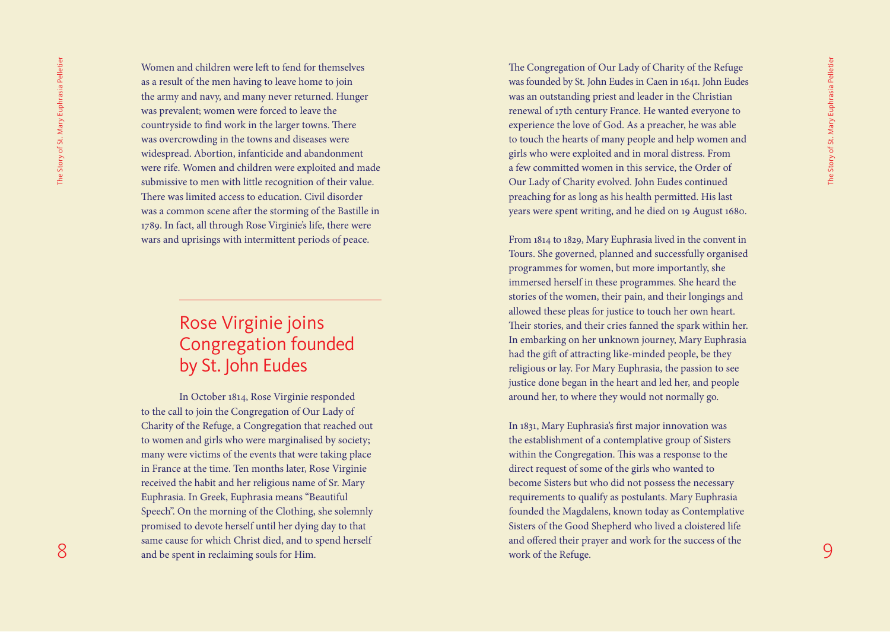Women and children were left to fend for themselves as a result of the men having to leave home to join the army and navy, and many never returned. Hunger was prevalent; women were forced to leave the countryside to find work in the larger towns. There was overcrowding in the towns and diseases were widespread. Abortion, infanticide and abandonment were rife. Women and children were exploited and made submissive to men with little recognition of their value. There was limited access to education. Civil disorder was a common scene after the storming of the Bastille in 1789. In fact, all through Rose Virginie's life, there were wars and uprisings with intermittent periods of peace.

## Rose Virginie joins Congregation founded by St. John Eudes

In October 1814, Rose Virginie responded to the call to join the Congregation of Our Lady of Charity of the Refuge, a Congregation that reached out to women and girls who were marginalised by society; many were victims of the events that were taking place in France at the time. Ten months later, Rose Virginie received the habit and her religious name of Sr. Mary Euphrasia. In Greek, Euphrasia means "Beautiful Speech". On the morning of the Clothing, she solemnly promised to devote herself until her dying day to that same cause for which Christ died, and to spend herself and be spent in reclaiming souls for Him.

The Congregation of Our Lady of Charity of the Refuge was founded by St. John Eudes in Caen in 1641. John Eudes was an outstanding priest and leader in the Christian renewal of 17th century France. He wanted everyone to experience the love of God. As a preacher, he was able to touch the hearts of many people and help women and girls who were exploited and in moral distress. From a few committed women in this service, the Order of Our Lady of Charity evolved. John Eudes continued preaching for as long as his health permitted. His last years were spent writing, and he died on 19 August 1680.

From 1814 to 1829, Mary Euphrasia lived in the convent in Tours. She governed, planned and successfully organised programmes for women, but more importantly, she immersed herself in these programmes. She heard the stories of the women, their pain, and their longings and allowed these pleas for justice to touch her own heart. Their stories, and their cries fanned the spark within her. In embarking on her unknown journey, Mary Euphrasia had the gift of attracting like-minded people, be they religious or lay. For Mary Euphrasia, the passion to see justice done began in the heart and led her, and people around her, to where they would not normally go.

In 1831, Mary Euphrasia's first major innovation was the establishment of a contemplative group of Sisters within the Congregation. This was a response to the direct request of some of the girls who wanted to become Sisters but who did not possess the necessary requirements to qualify as postulants. Mary Euphrasia founded the Magdalens, known today as Contemplative Sisters of the Good Shepherd who lived a cloistered life and offered their prayer and work for the success of the work of the Refuge.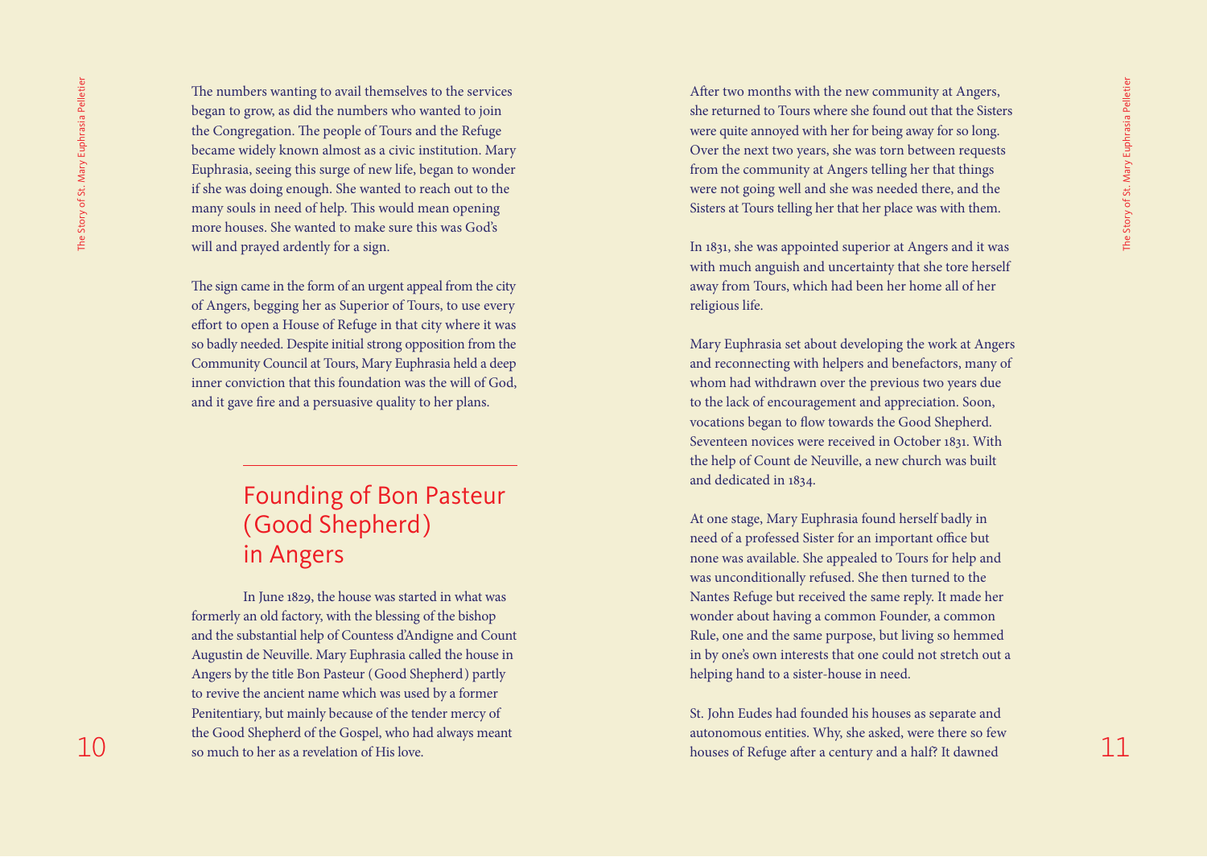The numbers wanting to avail themselves to the services began to grow, as did the numbers who wanted to join the Congregation. The people of Tours and the Refuge became widely known almost as a civic institution. Mary Euphrasia, seeing this surge of new life, began to wonder if she was doing enough. She wanted to reach out to the many souls in need of help. This would mean opening more houses. She wanted to make sure this was God's will and prayed ardently for a sign.

The sign came in the form of an urgent appeal from the city of Angers, begging her as Superior of Tours, to use every effort to open a House of Refuge in that city where it was so badly needed. Despite initial strong opposition from the Community Council at Tours, Mary Euphrasia held a deep inner conviction that this foundation was the will of God, and it gave fire and a persuasive quality to her plans.

## Founding of Bon Pasteur (Good Shepherd) in Angers

In June 1829, the house was started in what was formerly an old factory, with the blessing of the bishop and the substantial help of Countess d'Andigne and Count Augustin de Neuville. Mary Euphrasia called the house in Angers by the title Bon Pasteur (Good Shepherd) partly to revive the ancient name which was used by a former Penitentiary, but mainly because of the tender mercy of the Good Shepherd of the Gospel, who had always meant so much to her as a revelation of His love.

After two months with the new community at Angers, she returned to Tours where she found out that the Sisters were quite annoyed with her for being away for so long. Over the next two years, she was torn between requests from the community at Angers telling her that things were not going well and she was needed there, and the Sisters at Tours telling her that her place was with them.

In 1831, she was appointed superior at Angers and it was with much anguish and uncertainty that she tore herself away from Tours, which had been her home all of her religious life.

Mary Euphrasia set about developing the work at Angers and reconnecting with helpers and benefactors, many of whom had withdrawn over the previous two years due to the lack of encouragement and appreciation. Soon, vocations began to flow towards the Good Shepherd. Seventeen novices were received in October 1831. With the help of Count de Neuville, a new church was built and dedicated in 1834.

At one stage, Mary Euphrasia found herself badly in need of a professed Sister for an important office but none was available. She appealed to Tours for help and was unconditionally refused. She then turned to the Nantes Refuge but received the same reply. It made her wonder about having a common Founder, a common Rule, one and the same purpose, but living so hemmed in by one's own interests that one could not stretch out a helping hand to a sister-house in need.

St. John Eudes had founded his houses as separate and autonomous entities. Why, she asked, were there so few houses of Refuge after a century and a half? It dawned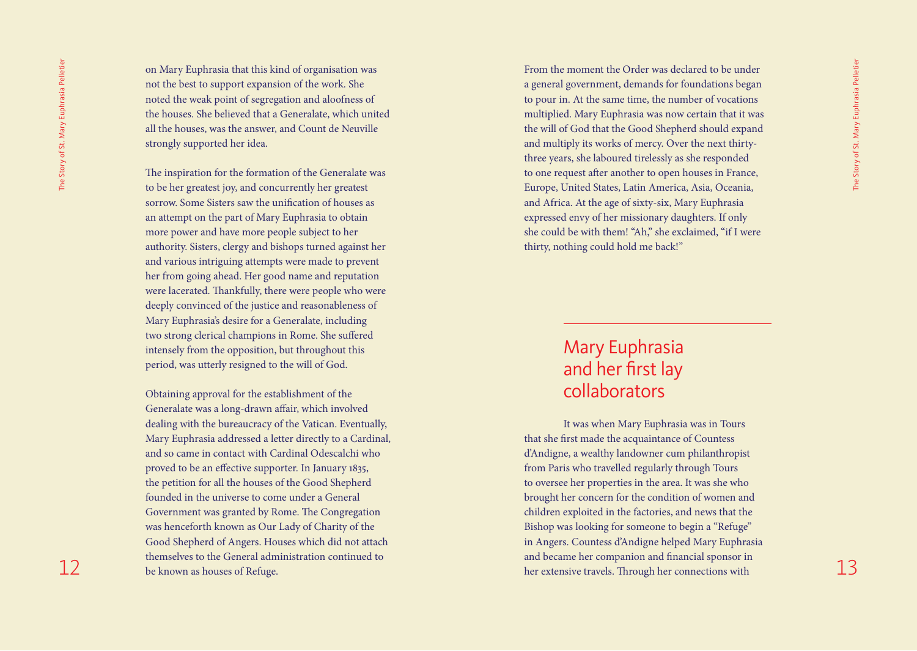on Mary Euphrasia that this kind of organisation was not the best to support expansion of the work. She noted the weak point of segregation and aloofness of the houses. She believed that a Generalate, which united all the houses, was the answer, and Count de Neuville strongly supported her idea.

The inspiration for the formation of the Generalate was to be her greatest joy, and concurrently her greatest sorrow. Some Sisters saw the unification of houses as an attempt on the part of Mary Euphrasia to obtain more power and have more people subject to her authority. Sisters, clergy and bishops turned against her and various intriguing attempts were made to prevent her from going ahead. Her good name and reputation were lacerated. Thankfully, there were people who were deeply convinced of the justice and reasonableness of Mary Euphrasia's desire for a Generalate, including two strong clerical champions in Rome. She suffered intensely from the opposition, but throughout this period, was utterly resigned to the will of God.

Obtaining approval for the establishment of the Generalate was a long-drawn affair, which involved dealing with the bureaucracy of the Vatican. Eventually, Mary Euphrasia addressed a letter directly to a Cardinal, and so came in contact with Cardinal Odescalchi who proved to be an effective supporter. In January 1835, the petition for all the houses of the Good Shepherd founded in the universe to come under a General Government was granted by Rome. The Congregation was henceforth known as Our Lady of Charity of the Good Shepherd of Angers. Houses which did not attach themselves to the General administration continued to be known as houses of Refuge.

From the moment the Order was declared to be under a general government, demands for foundations began to pour in. At the same time, the number of vocations multiplied. Mary Euphrasia was now certain that it was the will of God that the Good Shepherd should expand and multiply its works of mercy. Over the next thirty-three years, she laboured tirelessly as she responded to one request after another to open houses in France, Europe, United States, Latin America, Asia, Oceania, and Africa. At the age of sixty-six, Mary Euphrasia expressed envy of her missionary daughters. If only she could be with them! "Ah," she exclaimed, "if I were thirty, nothing could hold me back!"

## Mary Euphrasia and her first lay collaborators

It was when Mary Euphrasia was in Tours that she first made the acquaintance of Countess d'Andigne, a wealthy landowner cum philanthropist from Paris who travelled regularly through Tours to oversee her properties in the area. It was she who brought her concern for the condition of women and children exploited in the factories, and news that the Bishop was looking for someone to begin a "Refuge" in Angers. Countess d'Andigne helped Mary Euphrasia and became her companion and financial sponsor in her extensive travels. Through her connections with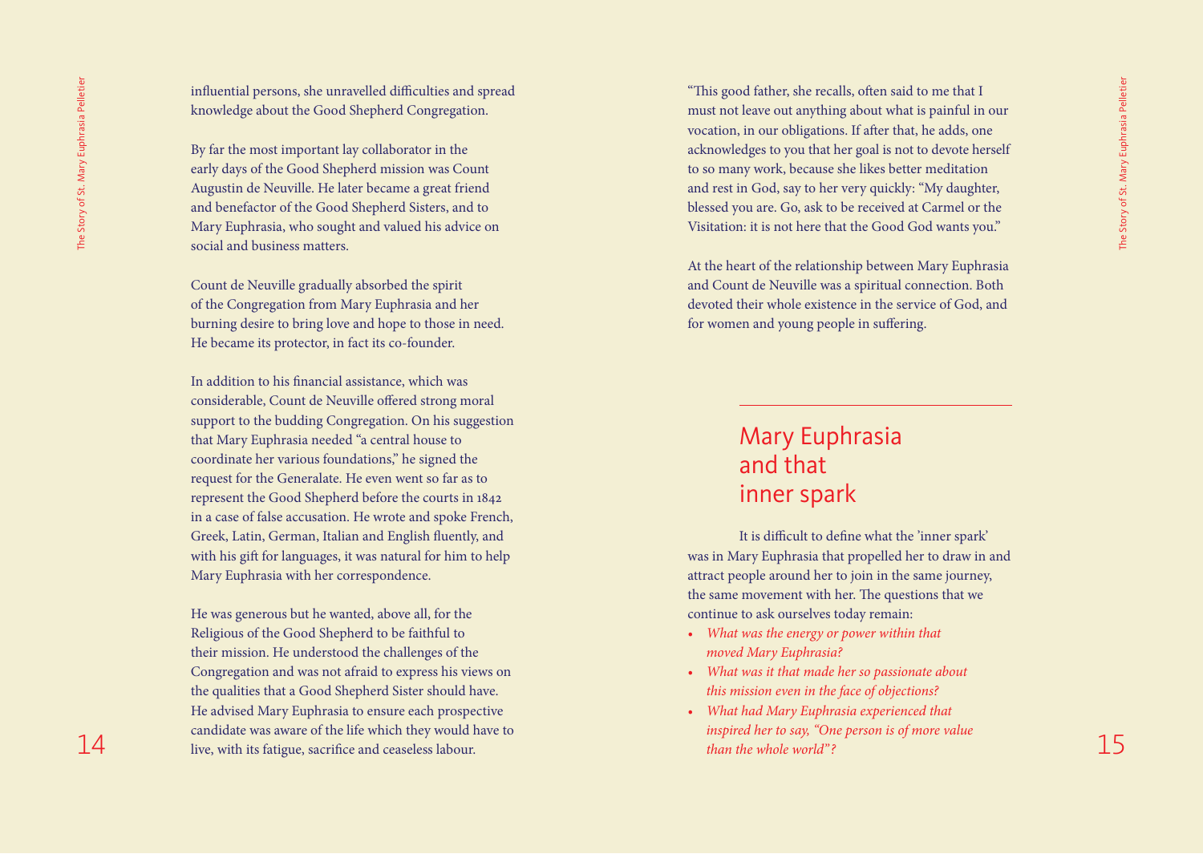influential persons, she unravelled difficulties and spread knowledge about the Good Shepherd Congregation.

By far the most important lay collaborator in the early days of the Good Shepherd mission was Count Augustin de Neuville. He later became a great friend and benefactor of the Good Shepherd Sisters, and to Mary Euphrasia, who sought and valued his advice on social and business matters.

Count de Neuville gradually absorbed the spirit of the Congregation from Mary Euphrasia and her burning desire to bring love and hope to those in need. He became its protector, in fact its co-founder.

In addition to his financial assistance, which was considerable, Count de Neuville offered strong moral support to the budding Congregation. On his suggestion that Mary Euphrasia needed "a central house to coordinate her various foundations," he signed the request for the Generalate. He even went so far as to represent the Good Shepherd before the courts in 1842 in a case of false accusation. He wrote and spoke French, Greek, Latin, German, Italian and English fluently, and with his gift for languages, it was natural for him to help Mary Euphrasia with her correspondence.

He was generous but he wanted, above all, for the Religious of the Good Shepherd to be faithful to their mission. He understood the challenges of the Congregation and was not afraid to express his views on the qualities that a Good Shepherd Sister should have. He advised Mary Euphrasia to ensure each prospective candidate was aware of the life which they would have to live, with its fatigue, sacrifice and ceaseless labour.

"This good father, she recalls, often said to me that I must not leave out anything about what is painful in our vocation, in our obligations. If after that, he adds, one acknowledges to you that her goal is not to devote herself to so many work, because she likes better meditation and rest in God, say to her very quickly: "My daughter, blessed you are. Go, ask to be received at Carmel or the Visitation: it is not here that the Good God wants you."

At the heart of the relationship between Mary Euphrasia and Count de Neuville was a spiritual connection. Both devoted their whole existence in the service of God, and for women and young people in suffering.

## Mary Euphrasia and that inner spark

It is difficult to define what the 'inner spark' was in Mary Euphrasia that propelled her to draw in and attract people around her to join in the same journey, the same movement with her. The questions that we continue to ask ourselves today remain:

- *What was the energy or power within that moved Mary Euphrasia?*
- *What was it that made her so passionate about this mission even in the face of objections?*
- *What had Mary Euphrasia experienced that inspired her to say, "One person is of more value than the whole world"?*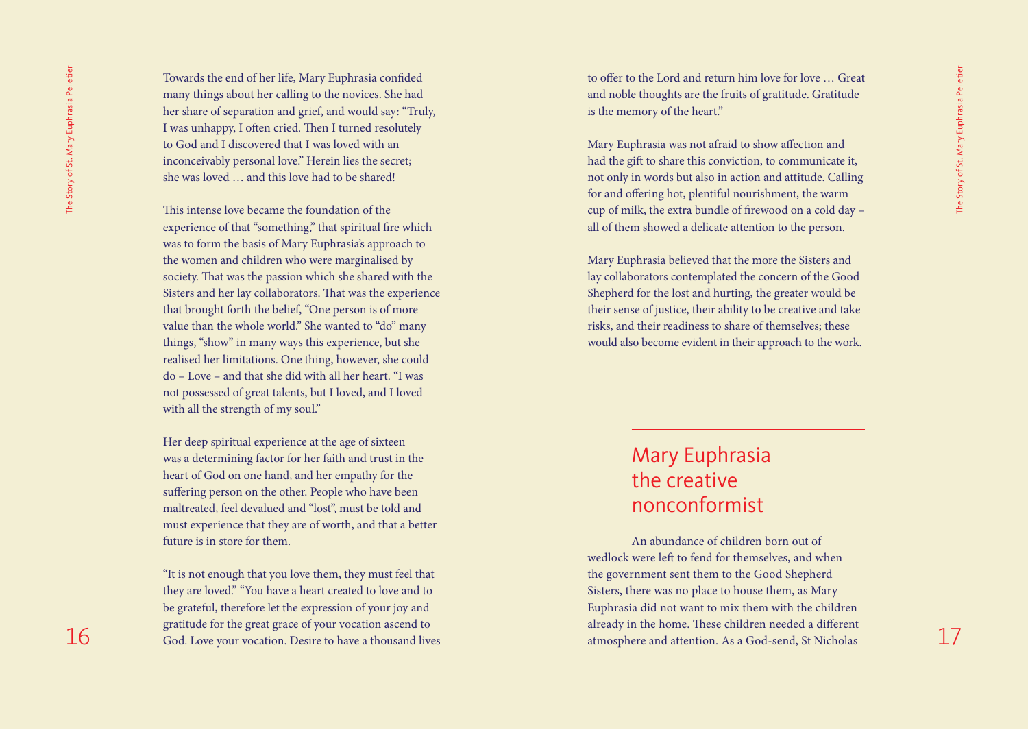Towards the end of her life, Mary Euphrasia confided many things about her calling to the novices. She had her share of separation and grief, and would say: "Truly, I was unhappy, I often cried. Then I turned resolutely to God and I discovered that I was loved with an inconceivably personal love." Herein lies the secret; she was loved … and this love had to be shared!

This intense love became the foundation of the experience of that "something," that spiritual fire which was to form the basis of Mary Euphrasia's approach to the women and children who were marginalised by society. That was the passion which she shared with the Sisters and her lay collaborators. That was the experience that brought forth the belief, "One person is of more value than the whole world." She wanted to "do" many things, "show" in many ways this experience, but she realised her limitations. One thing, however, she could do – Love – and that she did with all her heart. "I was not possessed of great talents, but I loved, and I loved with all the strength of my soul."

Her deep spiritual experience at the age of sixteen was a determining factor for her faith and trust in the heart of God on one hand, and her empathy for the suffering person on the other. People who have been maltreated, feel devalued and "lost", must be told and must experience that they are of worth, and that a better future is in store for them.

"It is not enough that you love them, they must feel that they are loved." "You have a heart created to love and to be grateful, therefore let the expression of your joy and gratitude for the great grace of your vocation ascend to God. Love your vocation. Desire to have a thousand lives to offer to the Lord and return him love for love … Great and noble thoughts are the fruits of gratitude. Gratitude is the memory of the heart."

Mary Euphrasia was not afraid to show affection and had the gift to share this conviction, to communicate it, not only in words but also in action and attitude. Calling for and offering hot, plentiful nourishment, the warm cup of milk, the extra bundle of firewood on a cold day – all of them showed a delicate attention to the person.

Mary Euphrasia believed that the more the Sisters and lay collaborators contemplated the concern of the Good Shepherd for the lost and hurting, the greater would be their sense of justice, their ability to be creative and take risks, and their readiness to share of themselves; these would also become evident in their approach to the work.

## Mary Euphrasia the creative nonconformist

An abundance of children born out of wedlock were left to fend for themselves, and when the government sent them to the Good Shepherd Sisters, there was no place to house them, as Mary Euphrasia did not want to mix them with the children already in the home. These children needed a different atmosphere and attention. As a God-send, St Nicholas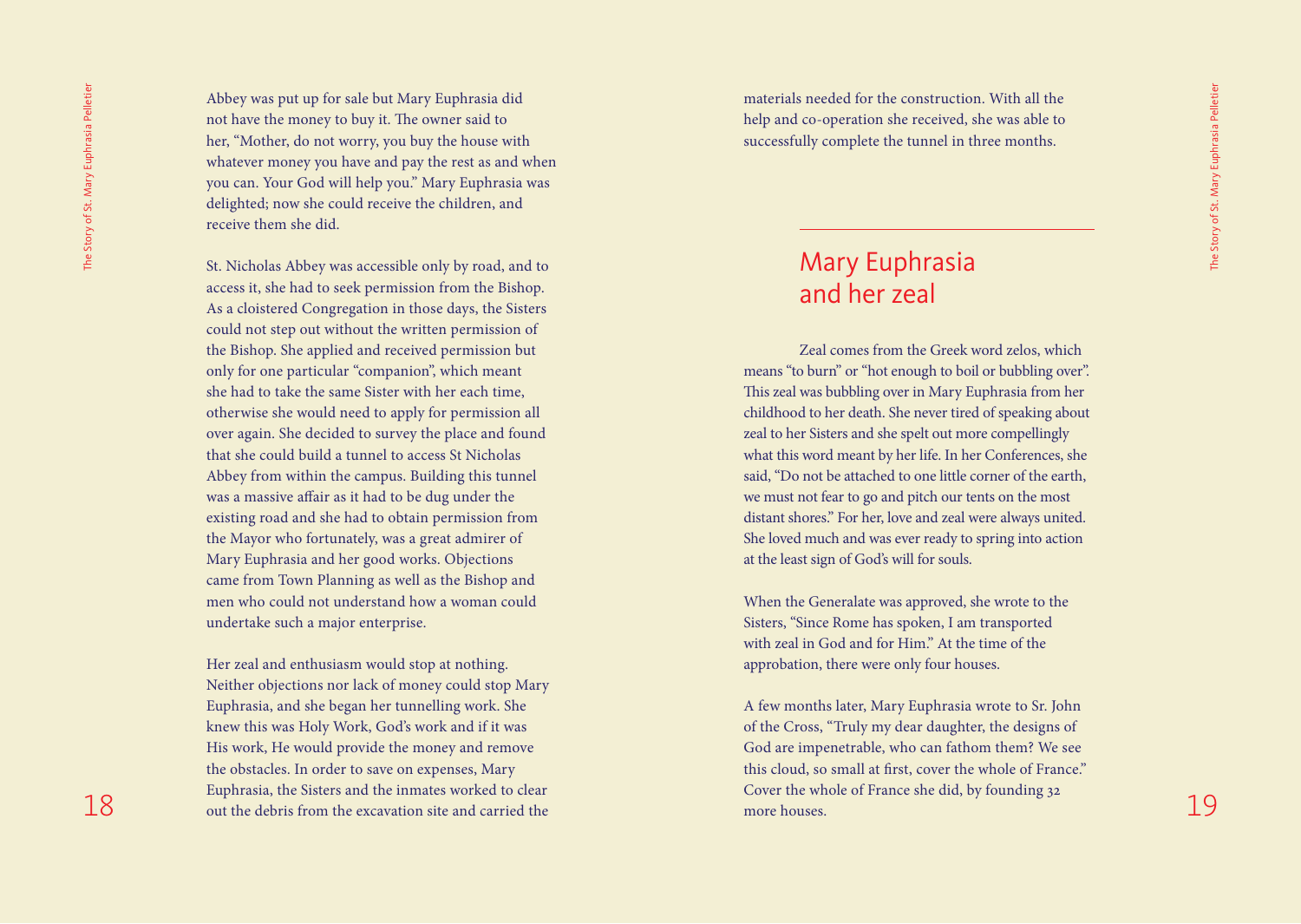Abbey was put up for sale but Mary Euphrasia did not have the money to buy it. The owner said to her, "Mother, do not worry, you buy the house with whatever money you have and pay the rest as and when you can. Your God will help you." Mary Euphrasia was delighted; now she could receive the children, and receive them she did.

St. Nicholas Abbey was accessible only by road, and to access it, she had to seek permission from the Bishop. As a cloistered Congregation in those days, the Sisters could not step out without the written permission of the Bishop. She applied and received permission but only for one particular "companion", which meant she had to take the same Sister with her each time, otherwise she would need to apply for permission all over again. She decided to survey the place and found that she could build a tunnel to access St Nicholas Abbey from within the campus. Building this tunnel was a massive affair as it had to be dug under the existing road and she had to obtain permission from the Mayor who fortunately, was a great admirer of Mary Euphrasia and her good works. Objections came from Town Planning as well as the Bishop and men who could not understand how a woman could undertake such a major enterprise.

Her zeal and enthusiasm would stop at nothing. Neither objections nor lack of money could stop Mary Euphrasia, and she began her tunnelling work. She knew this was Holy Work, God's work and if it was His work, He would provide the money and remove the obstacles. In order to save on expenses, Mary Euphrasia, the Sisters and the inmates worked to clear out the debris from the excavation site and carried the materials needed for the construction. With all the help and co-operation she received, she was able to successfully complete the tunnel in three months.

## Mary Euphrasia and her zeal

Zeal comes from the Greek word zelos, which means "to burn" or "hot enough to boil or bubbling over". This zeal was bubbling over in Mary Euphrasia from her childhood to her death. She never tired of speaking about zeal to her Sisters and she spelt out more compellingly what this word meant by her life. In her Conferences, she said, "Do not be attached to one little corner of the earth, we must not fear to go and pitch our tents on the most distant shores." For her, love and zeal were always united. She loved much and was ever ready to spring into action at the least sign of God's will for souls.

When the Generalate was approved, she wrote to the Sisters, "Since Rome has spoken, I am transported with zeal in God and for Him." At the time of the approbation, there were only four houses.

A few months later, Mary Euphrasia wrote to Sr. John of the Cross, "Truly my dear daughter, the designs of God are impenetrable, who can fathom them? We see this cloud, so small at first, cover the whole of France." Cover the whole of France she did, by founding 32 more houses.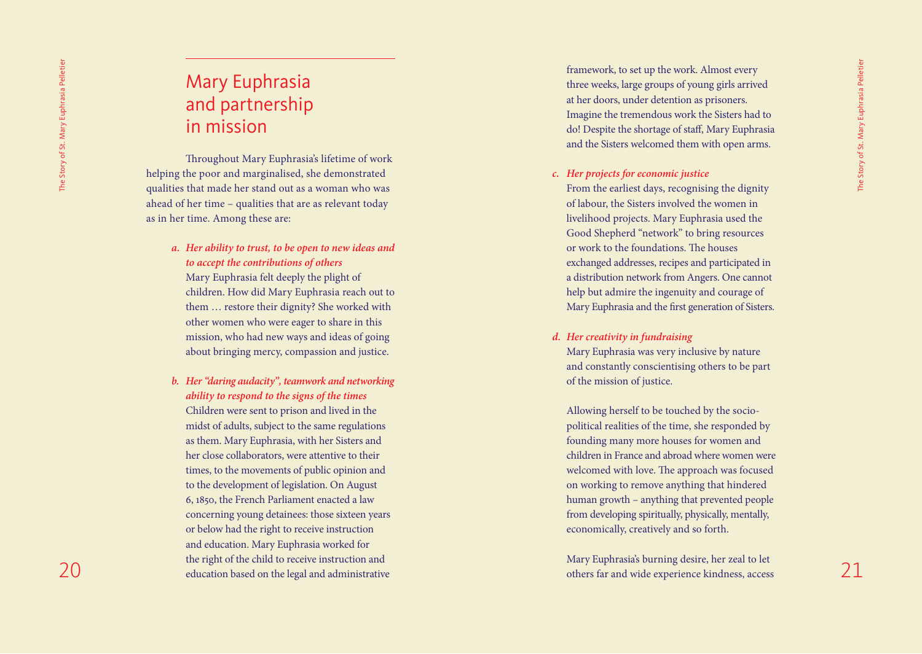## Mary Euphrasia and partnership in mission

Throughout Mary Euphrasia's lifetime of work helping the poor and marginalised, she demonstrated qualities that made her stand out as a woman who was ahead of her time – qualities that are as relevant today as in her time. Among these are:

a. ***Her ability to trust, to be open to new ideas and to accept the contributions of others***
   Mary Euphrasia felt deeply the plight of children. How did Mary Euphrasia reach out to them … restore their dignity? She worked with other women who were eager to share in this mission, who had new ways and ideas of going about bringing mercy, compassion and justice.

b. ***Her "daring audacity", teamwork and networking ability to respond to the signs of the times***
   Children were sent to prison and lived in the midst of adults, subject to the same regulations as them. Mary Euphrasia, with her Sisters and her close collaborators, were attentive to their times, to the movements of public opinion and to the development of legislation. On August 6, 1850, the French Parliament enacted a law concerning young detainees: those sixteen years or below had the right to receive instruction and education. Mary Euphrasia worked for the right of the child to receive instruction and education based on the legal and administrative framework, to set up the work. Almost every three weeks, large groups of young girls arrived at her doors, under detention as prisoners. Imagine the tremendous work the Sisters had to do! Despite the shortage of staff, Mary Euphrasia and the Sisters welcomed them with open arms.

c. ***Her projects for economic justice***
   From the earliest days, recognising the dignity of labour, the Sisters involved the women in livelihood projects. Mary Euphrasia used the Good Shepherd "network" to bring resources or work to the foundations. The houses exchanged addresses, recipes and participated in a distribution network from Angers. One cannot help but admire the ingenuity and courage of Mary Euphrasia and the first generation of Sisters.

d. ***Her creativity in fundraising***
   Mary Euphrasia was very inclusive by nature and constantly conscientising others to be part of the mission of justice.

   Allowing herself to be touched by the socio-political realities of the time, she responded by founding many more houses for women and children in France and abroad where women were welcomed with love. The approach was focused on working to remove anything that hindered human growth – anything that prevented people from developing spiritually, physically, mentally, economically, creatively and so forth.

   Mary Euphrasia's burning desire, her zeal to let others far and wide experience kindness, access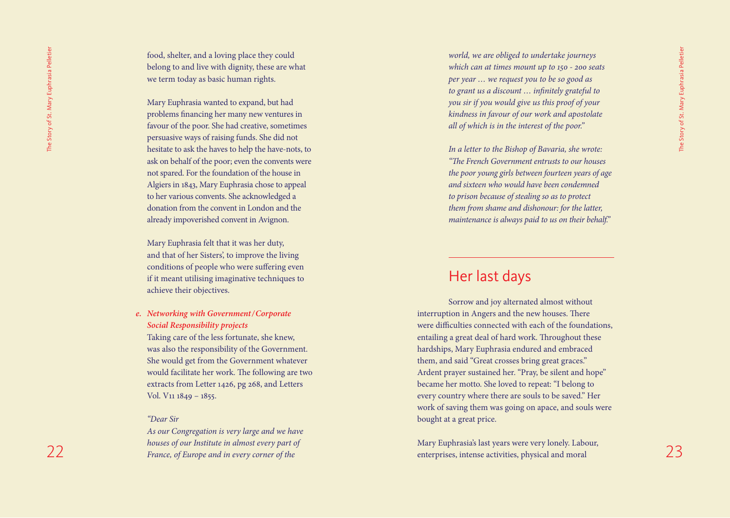food, shelter, and a loving place they could belong to and live with dignity, these are what we term today as basic human rights.

Mary Euphrasia wanted to expand, but had problems financing her many new ventures in favour of the poor. She had creative, sometimes persuasive ways of raising funds. She did not hesitate to ask the haves to help the have-nots, to ask on behalf of the poor; even the convents were not spared. For the foundation of the house in Algiers in 1843, Mary Euphrasia chose to appeal to her various convents. She acknowledged a donation from the convent in London and the already impoverished convent in Avignon.

Mary Euphrasia felt that it was her duty, and that of her Sisters', to improve the living conditions of people who were suffering even if it meant utilising imaginative techniques to achieve their objectives.

***e. Networking with Government/Corporate Social Responsibility projects***

Taking care of the less fortunate, she knew, was also the responsibility of the Government. She would get from the Government whatever would facilitate her work. The following are two extracts from Letter 1426, pg 268, and Letters Vol. V11 1849 – 1855.

*"Dear Sir*
*As our Congregation is very large and we have houses of our Institute in almost every part of France, of Europe and in every corner of the world, we are obliged to undertake journeys which can at times mount up to 150 - 200 seats per year … we request you to be so good as to grant us a discount … infinitely grateful to you sir if you would give us this proof of your kindness in favour of our work and apostolate all of which is in the interest of the poor."*

*In a letter to the Bishop of Bavaria, she wrote: "The French Government entrusts to our houses the poor young girls between fourteen years of age and sixteen who would have been condemned to prison because of stealing so as to protect them from shame and dishonour: for the latter, maintenance is always paid to us on their behalf."*

---

## Her last days

Sorrow and joy alternated almost without interruption in Angers and the new houses. There were difficulties connected with each of the foundations, entailing a great deal of hard work. Throughout these hardships, Mary Euphrasia endured and embraced them, and said "Great crosses bring great graces." Ardent prayer sustained her. "Pray, be silent and hope" became her motto. She loved to repeat: "I belong to every country where there are souls to be saved." Her work of saving them was going on apace, and souls were bought at a great price.

Mary Euphrasia's last years were very lonely. Labour, enterprises, intense activities, physical and moral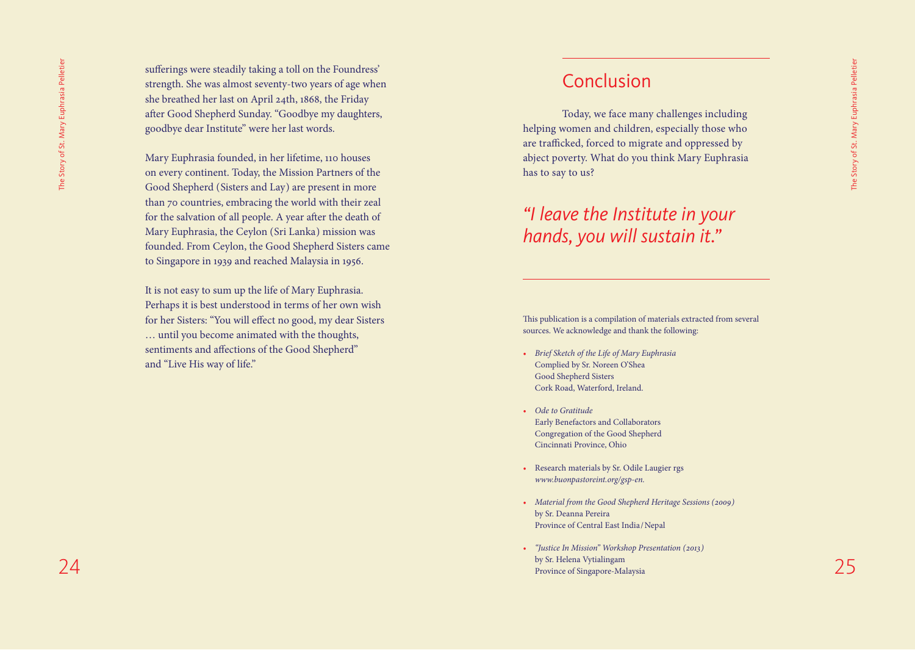sufferings were steadily taking a toll on the Foundress' strength. She was almost seventy-two years of age when she breathed her last on April 24th, 1868, the Friday after Good Shepherd Sunday. "Goodbye my daughters, goodbye dear Institute" were her last words.

Mary Euphrasia founded, in her lifetime, 110 houses on every continent. Today, the Mission Partners of the Good Shepherd (Sisters and Lay) are present in more than 70 countries, embracing the world with their zeal for the salvation of all people. A year after the death of Mary Euphrasia, the Ceylon (Sri Lanka) mission was founded. From Ceylon, the Good Shepherd Sisters came to Singapore in 1939 and reached Malaysia in 1956.

It is not easy to sum up the life of Mary Euphrasia. Perhaps it is best understood in terms of her own wish for her Sisters: "You will effect no good, my dear Sisters … until you become animated with the thoughts, sentiments and affections of the Good Shepherd" and "Live His way of life."

## Conclusion

Today, we face many challenges including helping women and children, especially those who are trafficked, forced to migrate and oppressed by abject poverty. What do you think Mary Euphrasia has to say to us?

*"I leave the Institute in your hands, you will sustain it."*

This publication is a compilation of materials extracted from several sources. We acknowledge and thank the following:

- *Brief Sketch of the Life of Mary Euphrasia*
  Complied by Sr. Noreen O'Shea
  Good Shepherd Sisters
  Cork Road, Waterford, Ireland.

- *Ode to Gratitude*
  Early Benefactors and Collaborators
  Congregation of the Good Shepherd
  Cincinnati Province, Ohio

- Research materials by Sr. Odile Laugier rgs
  *www.buonpastoreint.org/gsp-en.*

- *Material from the Good Shepherd Heritage Sessions (2009)*
  by Sr. Deanna Pereira
  Province of Central East India/Nepal

- *"Justice In Mission" Workshop Presentation (2013)*
  by Sr. Helena Vytialingam
  Province of Singapore-Malaysia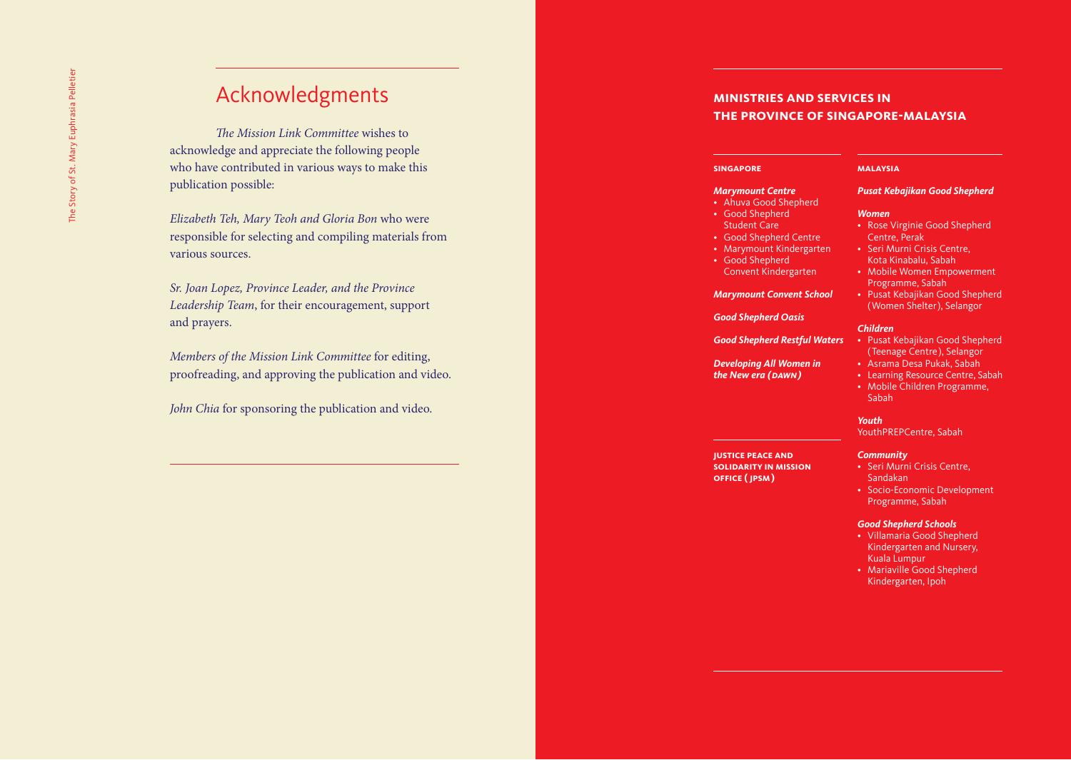# Acknowledgments

*The Mission Link Committee* wishes to acknowledge and appreciate the following people who have contributed in various ways to make this publication possible:

*Elizabeth Teh, Mary Teoh and Gloria Bon* who were responsible for selecting and compiling materials from various sources.

*Sr. Joan Lopez, Province Leader, and the Province Leadership Team*, for their encouragement, support and prayers.

*Members of the Mission Link Committee* for editing, proofreading, and approving the publication and video.

*John Chia* for sponsoring the publication and video.

## MINISTRIES AND SERVICES IN THE PROVINCE OF SINGAPORE-MALAYSIA

### SINGAPORE

***Marymount Centre***
- Ahuva Good Shepherd
- Good Shepherd Student Care
- Good Shepherd Centre
- Marymount Kindergarten
- Good Shepherd Convent Kindergarten

***Marymount Convent School***

***Good Shepherd Oasis***

***Good Shepherd Restful Waters***

***Developing All Women in the New era (DAWN)***

### JUSTICE PEACE AND SOLIDARITY IN MISSION OFFICE (JPSM)

### MALAYSIA

***Pusat Kebajikan Good Shepherd***

***Women***
- Rose Virginie Good Shepherd Centre, Perak
- Seri Murni Crisis Centre, Kota Kinabalu, Sabah
- Mobile Women Empowerment Programme, Sabah
- Pusat Kebajikan Good Shepherd (Women Shelter), Selangor

***Children***
- Pusat Kebajikan Good Shepherd (Teenage Centre), Selangor
- Asrama Desa Pukak, Sabah
- Learning Resource Centre, Sabah
- Mobile Children Programme, Sabah

***Youth***
YouthPREPCentre, Sabah

***Community***
- Seri Murni Crisis Centre, Sandakan
- Socio-Economic Development Programme, Sabah

***Good Shepherd Schools***
- Villamaria Good Shepherd Kindergarten and Nursery, Kuala Lumpur
- Mariaville Good Shepherd Kindergarten, Ipoh